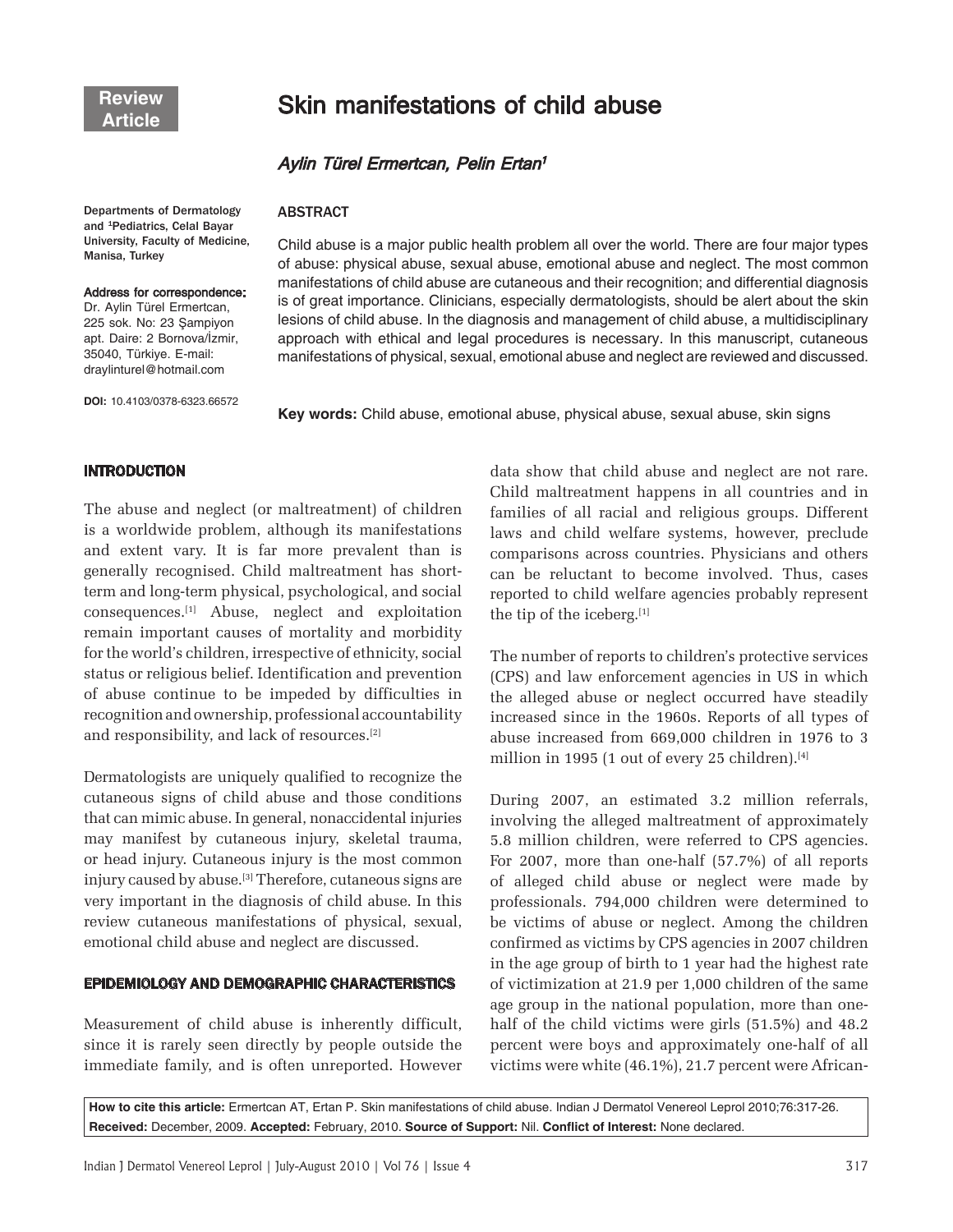Review Article

# Skin manifestations of child abuse

*Aylin Türel Ermertcan, Pelin Ertan[1]*

Departments of Dermatology and [1]Pediatrics, Celal Bayar University, Faculty of Medicine, Manisa, Turkey

**Address for correspondence:** Dr. Aylin Türel Ermertcan, 225 sok. No: 23 Şampiyon apt. Daire: 2 Bornova/İzmir, 35040, Türkiye. E-mail: draylinturel@hotmail.com

**DOI:** 10.4103/0378-6323.66572

## ABSTRACT

Child abuse is a major public health problem all over the world. There are four major types of abuse: physical abuse, sexual abuse, emotional abuse and neglect. The most common manifestations of child abuse are cutaneous and their recognition; and differential diagnosis is of great importance. Clinicians, especially dermatologists, should be alert about the skin lesions of child abuse. In the diagnosis and management of child abuse, a multidisciplinary approach with ethical and legal procedures is necessary. In this manuscript, cutaneous manifestations of physical, sexual, emotional abuse and neglect are reviewed and discussed.

**Key words:** Child abuse, emotional abuse, physical abuse, sexual abuse, skin signs

## INTRODUCTION

The abuse and neglect (or maltreatment) of children is a worldwide problem, although its manifestations and extent vary. It is far more prevalent than is generally recognised. Child maltreatment has short-term and long-term physical, psychological, and social consequences.[1] Abuse, neglect and exploitation remain important causes of mortality and morbidity for the world's children, irrespective of ethnicity, social status or religious belief. Identification and prevention of abuse continue to be impeded by difficulties in recognition and ownership, professional accountability and responsibility, and lack of resources.[2]

Dermatologists are uniquely qualified to recognize the cutaneous signs of child abuse and those conditions that can mimic abuse. In general, nonaccidental injuries may manifest by cutaneous injury, skeletal trauma, or head injury. Cutaneous injury is the most common injury caused by abuse.[3] Therefore, cutaneous signs are very important in the diagnosis of child abuse. In this review cutaneous manifestations of physical, sexual, emotional child abuse and neglect are discussed.

## EPIDEMIOLOGY AND DEMOGRAPHIC CHARACTERISTICS

Measurement of child abuse is inherently difficult, since it is rarely seen directly by people outside the immediate family, and is often unreported. However data show that child abuse and neglect are not rare. Child maltreatment happens in all countries and in families of all racial and religious groups. Different laws and child welfare systems, however, preclude comparisons across countries. Physicians and others can be reluctant to become involved. Thus, cases reported to child welfare agencies probably represent the tip of the iceberg.[1]

The number of reports to children's protective services (CPS) and law enforcement agencies in US in which the alleged abuse or neglect occurred have steadily increased since in the 1960s. Reports of all types of abuse increased from 669,000 children in 1976 to 3 million in 1995 (1 out of every 25 children).[4]

During 2007, an estimated 3.2 million referrals, involving the alleged maltreatment of approximately 5.8 million children, were referred to CPS agencies. For 2007, more than one-half (57.7%) of all reports of alleged child abuse or neglect were made by professionals. 794,000 children were determined to be victims of abuse or neglect. Among the children confirmed as victims by CPS agencies in 2007 children in the age group of birth to 1 year had the highest rate of victimization at 21.9 per 1,000 children of the same age group in the national population, more than one-half of the child victims were girls (51.5%) and 48.2 percent were boys and approximately one-half of all victims were white (46.1%), 21.7 percent were African-

**How to cite this article:** Ermertcan AT, Ertan P. Skin manifestations of child abuse. Indian J Dermatol Venereol Leprol 2010;76:317-26.
**Received:** December, 2009. **Accepted:** February, 2010. **Source of Support:** Nil. **Conflict of Interest:** None declared.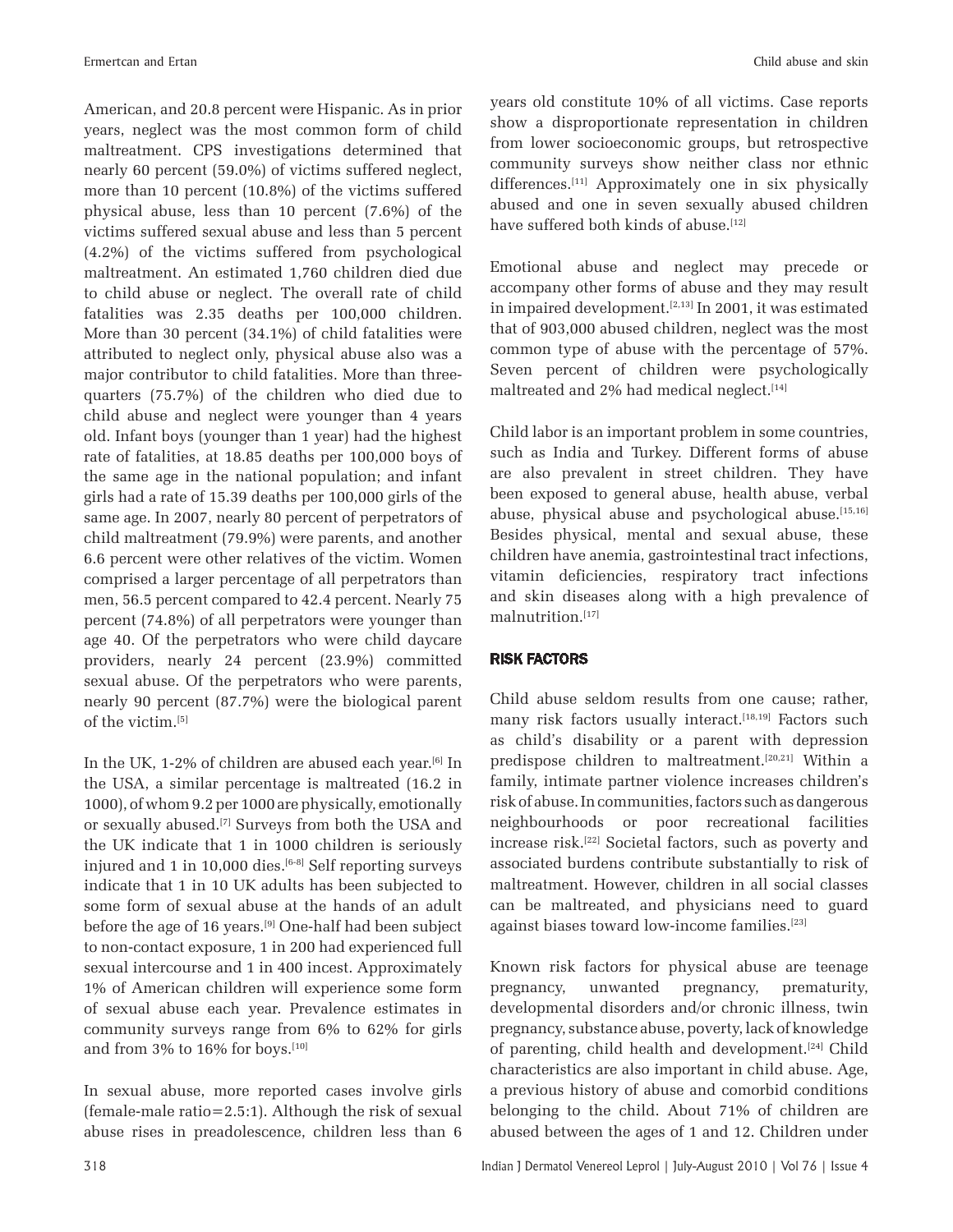American, and 20.8 percent were Hispanic. As in prior years, neglect was the most common form of child maltreatment. CPS investigations determined that nearly 60 percent (59.0%) of victims suffered neglect, more than 10 percent (10.8%) of the victims suffered physical abuse, less than 10 percent (7.6%) of the victims suffered sexual abuse and less than 5 percent (4.2%) of the victims suffered from psychological maltreatment. An estimated 1,760 children died due to child abuse or neglect. The overall rate of child fatalities was 2.35 deaths per 100,000 children. More than 30 percent (34.1%) of child fatalities were attributed to neglect only, physical abuse also was a major contributor to child fatalities. More than three-quarters (75.7%) of the children who died due to child abuse and neglect were younger than 4 years old. Infant boys (younger than 1 year) had the highest rate of fatalities, at 18.85 deaths per 100,000 boys of the same age in the national population; and infant girls had a rate of 15.39 deaths per 100,000 girls of the same age. In 2007, nearly 80 percent of perpetrators of child maltreatment (79.9%) were parents, and another 6.6 percent were other relatives of the victim. Women comprised a larger percentage of all perpetrators than men, 56.5 percent compared to 42.4 percent. Nearly 75 percent (74.8%) of all perpetrators were younger than age 40. Of the perpetrators who were child daycare providers, nearly 24 percent (23.9%) committed sexual abuse. Of the perpetrators who were parents, nearly 90 percent (87.7%) were the biological parent of the victim.[5]

In the UK, 1-2% of children are abused each year.[6] In the USA, a similar percentage is maltreated (16.2 in 1000), of whom 9.2 per 1000 are physically, emotionally or sexually abused.[7] Surveys from both the USA and the UK indicate that 1 in 1000 children is seriously injured and 1 in 10,000 dies.[6-8] Self reporting surveys indicate that 1 in 10 UK adults has been subjected to some form of sexual abuse at the hands of an adult before the age of 16 years.[9] One-half had been subject to non-contact exposure, 1 in 200 had experienced full sexual intercourse and 1 in 400 incest. Approximately 1% of American children will experience some form of sexual abuse each year. Prevalence estimates in community surveys range from 6% to 62% for girls and from 3% to 16% for boys.[10]

In sexual abuse, more reported cases involve girls (female-male ratio=2.5:1). Although the risk of sexual abuse rises in preadolescence, children less than 6 years old constitute 10% of all victims. Case reports show a disproportionate representation in children from lower socioeconomic groups, but retrospective community surveys show neither class nor ethnic differences.[11] Approximately one in six physically abused and one in seven sexually abused children have suffered both kinds of abuse.[12]

Emotional abuse and neglect may precede or accompany other forms of abuse and they may result in impaired development.[2,13] In 2001, it was estimated that of 903,000 abused children, neglect was the most common type of abuse with the percentage of 57%. Seven percent of children were psychologically maltreated and 2% had medical neglect.[14]

Child labor is an important problem in some countries, such as India and Turkey. Different forms of abuse are also prevalent in street children. They have been exposed to general abuse, health abuse, verbal abuse, physical abuse and psychological abuse.[15,16] Besides physical, mental and sexual abuse, these children have anemia, gastrointestinal tract infections, vitamin deficiencies, respiratory tract infections and skin diseases along with a high prevalence of malnutrition.[17]

## RISK FACTORS

Child abuse seldom results from one cause; rather, many risk factors usually interact.[18,19] Factors such as child's disability or a parent with depression predispose children to maltreatment.[20,21] Within a family, intimate partner violence increases children's risk of abuse. In communities, factors such as dangerous neighbourhoods or poor recreational facilities increase risk.[22] Societal factors, such as poverty and associated burdens contribute substantially to risk of maltreatment. However, children in all social classes can be maltreated, and physicians need to guard against biases toward low-income families.[23]

Known risk factors for physical abuse are teenage pregnancy, unwanted pregnancy, prematurity, developmental disorders and/or chronic illness, twin pregnancy, substance abuse, poverty, lack of knowledge of parenting, child health and development.[24] Child characteristics are also important in child abuse. Age, a previous history of abuse and comorbid conditions belonging to the child. About 71% of children are abused between the ages of 1 and 12. Children under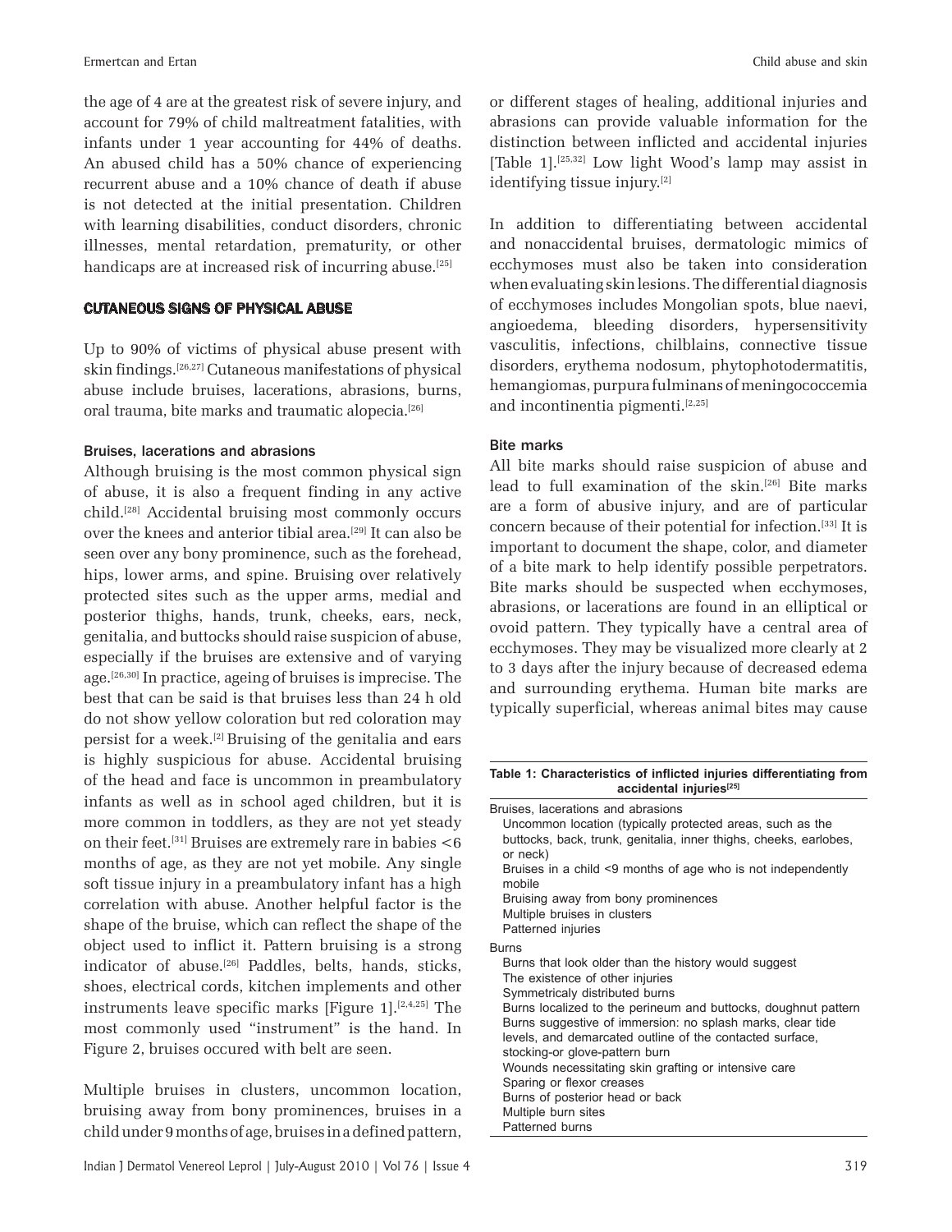the age of 4 are at the greatest risk of severe injury, and account for 79% of child maltreatment fatalities, with infants under 1 year accounting for 44% of deaths. An abused child has a 50% chance of experiencing recurrent abuse and a 10% chance of death if abuse is not detected at the initial presentation. Children with learning disabilities, conduct disorders, chronic illnesses, mental retardation, prematurity, or other handicaps are at increased risk of incurring abuse.[25]

## CUTANEOUS SIGNS OF PHYSICAL ABUSE

Up to 90% of victims of physical abuse present with skin findings.[26,27] Cutaneous manifestations of physical abuse include bruises, lacerations, abrasions, burns, oral trauma, bite marks and traumatic alopecia.[26]

### Bruises, lacerations and abrasions

Although bruising is the most common physical sign of abuse, it is also a frequent finding in any active child.[28] Accidental bruising most commonly occurs over the knees and anterior tibial area.[29] It can also be seen over any bony prominence, such as the forehead, hips, lower arms, and spine. Bruising over relatively protected sites such as the upper arms, medial and posterior thighs, hands, trunk, cheeks, ears, neck, genitalia, and buttocks should raise suspicion of abuse, especially if the bruises are extensive and of varying age.[26,30] In practice, ageing of bruises is imprecise. The best that can be said is that bruises less than 24 h old do not show yellow coloration but red coloration may persist for a week.[2] Bruising of the genitalia and ears is highly suspicious for abuse. Accidental bruising of the head and face is uncommon in preambulatory infants as well as in school aged children, but it is more common in toddlers, as they are not yet steady on their feet.[31] Bruises are extremely rare in babies <6 months of age, as they are not yet mobile. Any single soft tissue injury in a preambulatory infant has a high correlation with abuse. Another helpful factor is the shape of the bruise, which can reflect the shape of the object used to inflict it. Pattern bruising is a strong indicator of abuse.[26] Paddles, belts, hands, sticks, shoes, electrical cords, kitchen implements and other instruments leave specific marks [Figure 1].[2,4,25] The most commonly used "instrument" is the hand. In Figure 2, bruises occured with belt are seen.

Multiple bruises in clusters, uncommon location, bruising away from bony prominences, bruises in a child under 9 months of age, bruises in a defined pattern, or different stages of healing, additional injuries and abrasions can provide valuable information for the distinction between inflicted and accidental injuries [Table 1].[25,32] Low light Wood's lamp may assist in identifying tissue injury.[2]

In addition to differentiating between accidental and nonaccidental bruises, dermatologic mimics of ecchymoses must also be taken into consideration when evaluating skin lesions. The differential diagnosis of ecchymoses includes Mongolian spots, blue naevi, angioedema, bleeding disorders, hypersensitivity vasculitis, infections, chilblains, connective tissue disorders, erythema nodosum, phytophotodermatitis, hemangiomas, purpura fulminans of meningococcemia and incontinentia pigmenti.[2,25]

### Bite marks

All bite marks should raise suspicion of abuse and lead to full examination of the skin.[26] Bite marks are a form of abusive injury, and are of particular concern because of their potential for infection.[33] It is important to document the shape, color, and diameter of a bite mark to help identify possible perpetrators. Bite marks should be suspected when ecchymoses, abrasions, or lacerations are found in an elliptical or ovoid pattern. They typically have a central area of ecchymoses. They may be visualized more clearly at 2 to 3 days after the injury because of decreased edema and surrounding erythema. Human bite marks are typically superficial, whereas animal bites may cause

**Table 1: Characteristics of inflicted injuries differentiating from accidental injuries[25]**

| |
|---|
| Bruises, lacerations and abrasions |
| Uncommon location (typically protected areas, such as the buttocks, back, trunk, genitalia, inner thighs, cheeks, earlobes, or neck) |
| Bruises in a child <9 months of age who is not independently mobile |
| Bruising away from bony prominences |
| Multiple bruises in clusters |
| Patterned injuries |
| Burns |
| Burns that look older than the history would suggest |
| The existence of other injuries |
| Symmetricaly distributed burns |
| Burns localized to the perineum and buttocks, doughnut pattern |
| Burns suggestive of immersion: no splash marks, clear tide levels, and demarcated outline of the contacted surface, stocking-or glove-pattern burn |
| Wounds necessitating skin grafting or intensive care |
| Sparing or flexor creases |
| Burns of posterior head or back |
| Multiple burn sites |
| Patterned burns |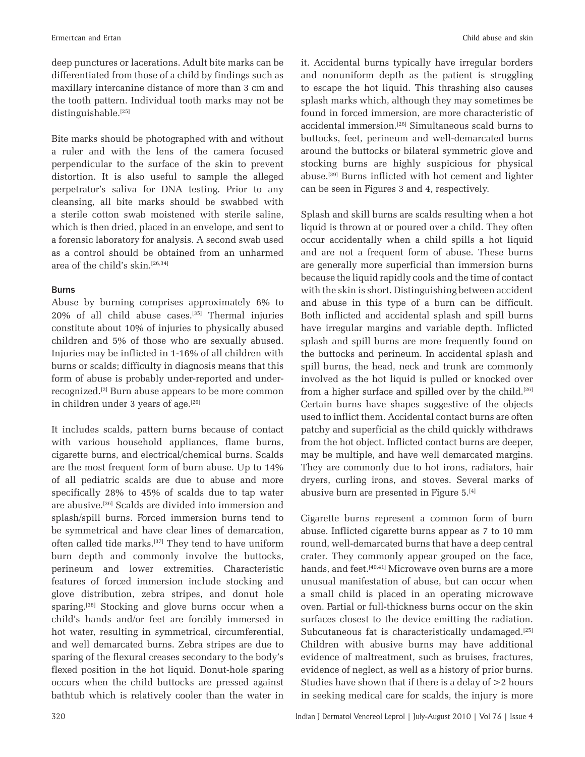deep punctures or lacerations. Adult bite marks can be differentiated from those of a child by findings such as maxillary intercanine distance of more than 3 cm and the tooth pattern. Individual tooth marks may not be distinguishable.[25]

Bite marks should be photographed with and without a ruler and with the lens of the camera focused perpendicular to the surface of the skin to prevent distortion. It is also useful to sample the alleged perpetrator's saliva for DNA testing. Prior to any cleansing, all bite marks should be swabbed with a sterile cotton swab moistened with sterile saline, which is then dried, placed in an envelope, and sent to a forensic laboratory for analysis. A second swab used as a control should be obtained from an unharmed area of the child's skin.[26,34]

### Burns

Abuse by burning comprises approximately 6% to 20% of all child abuse cases.[35] Thermal injuries constitute about 10% of injuries to physically abused children and 5% of those who are sexually abused. Injuries may be inflicted in 1-16% of all children with burns or scalds; difficulty in diagnosis means that this form of abuse is probably under-reported and under-recognized.[2] Burn abuse appears to be more common in children under 3 years of age.[26]

It includes scalds, pattern burns because of contact with various household appliances, flame burns, cigarette burns, and electrical/chemical burns. Scalds are the most frequent form of burn abuse. Up to 14% of all pediatric scalds are due to abuse and more specifically 28% to 45% of scalds due to tap water are abusive.[36] Scalds are divided into immersion and splash/spill burns. Forced immersion burns tend to be symmetrical and have clear lines of demarcation, often called tide marks.[37] They tend to have uniform burn depth and commonly involve the buttocks, perineum and lower extremities. Characteristic features of forced immersion include stocking and glove distribution, zebra stripes, and donut hole sparing.[38] Stocking and glove burns occur when a child's hands and/or feet are forcibly immersed in hot water, resulting in symmetrical, circumferential, and well demarcated burns. Zebra stripes are due to sparing of the flexural creases secondary to the body's flexed position in the hot liquid. Donut-hole sparing occurs when the child buttocks are pressed against bathtub which is relatively cooler than the water in it. Accidental burns typically have irregular borders and nonuniform depth as the patient is struggling to escape the hot liquid. This thrashing also causes splash marks which, although they may sometimes be found in forced immersion, are more characteristic of accidental immersion.[26] Simultaneous scald burns to buttocks, feet, perineum and well-demarcated burns around the buttocks or bilateral symmetric glove and stocking burns are highly suspicious for physical abuse.[39] Burns inflicted with hot cement and lighter can be seen in Figures 3 and 4, respectively.

Splash and skill burns are scalds resulting when a hot liquid is thrown at or poured over a child. They often occur accidentally when a child spills a hot liquid and are not a frequent form of abuse. These burns are generally more superficial than immersion burns because the liquid rapidly cools and the time of contact with the skin is short. Distinguishing between accident and abuse in this type of a burn can be difficult. Both inflicted and accidental splash and spill burns have irregular margins and variable depth. Inflicted splash and spill burns are more frequently found on the buttocks and perineum. In accidental splash and spill burns, the head, neck and trunk are commonly involved as the hot liquid is pulled or knocked over from a higher surface and spilled over by the child.[26] Certain burns have shapes suggestive of the objects used to inflict them. Accidental contact burns are often patchy and superficial as the child quickly withdraws from the hot object. Inflicted contact burns are deeper, may be multiple, and have well demarcated margins. They are commonly due to hot irons, radiators, hair dryers, curling irons, and stoves. Several marks of abusive burn are presented in Figure 5.[4]

Cigarette burns represent a common form of burn abuse. Inflicted cigarette burns appear as 7 to 10 mm round, well-demarcated burns that have a deep central crater. They commonly appear grouped on the face, hands, and feet.[40,41] Microwave oven burns are a more unusual manifestation of abuse, but can occur when a small child is placed in an operating microwave oven. Partial or full-thickness burns occur on the skin surfaces closest to the device emitting the radiation. Subcutaneous fat is characteristically undamaged.[25] Children with abusive burns may have additional evidence of maltreatment, such as bruises, fractures, evidence of neglect, as well as a history of prior burns. Studies have shown that if there is a delay of >2 hours in seeking medical care for scalds, the injury is more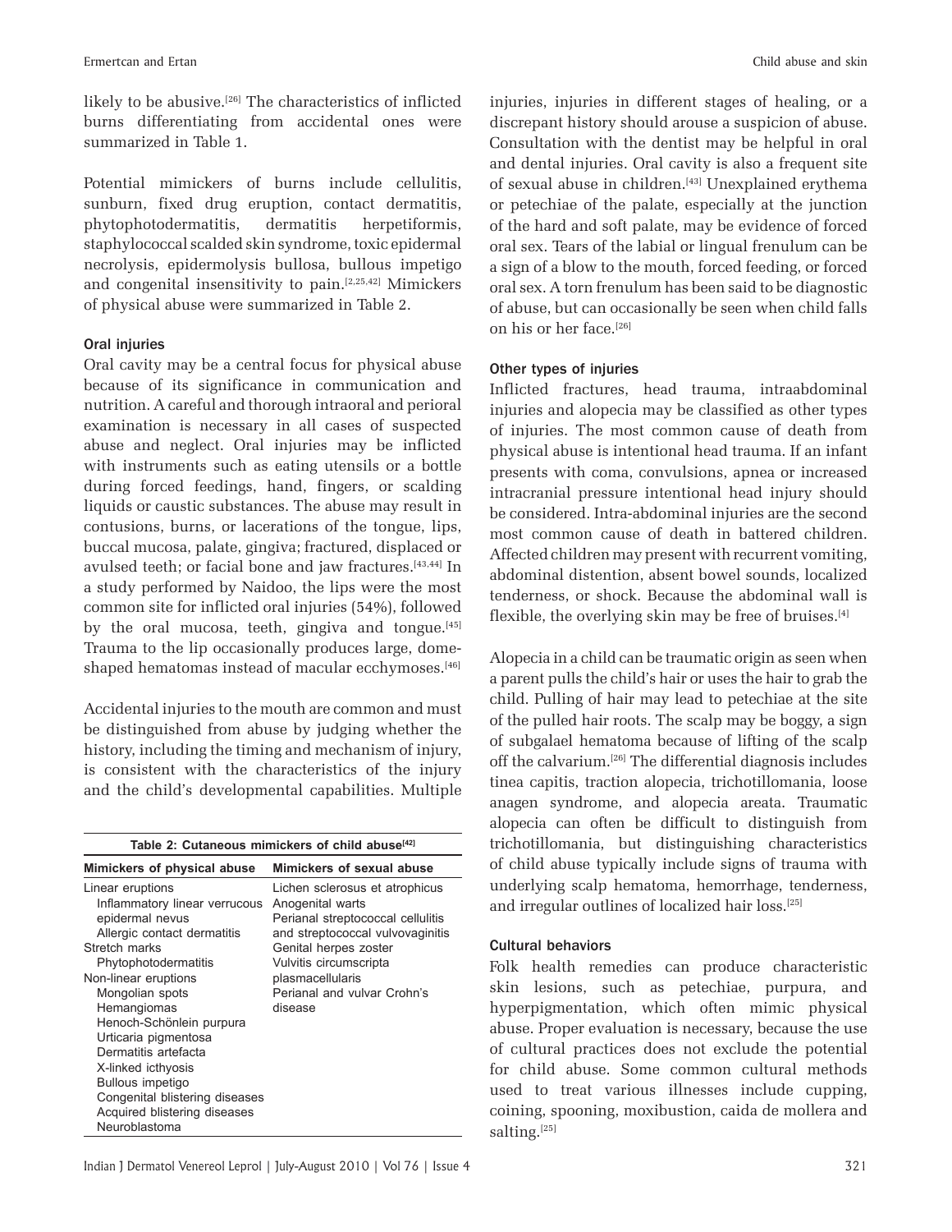likely to be abusive.[26] The characteristics of inflicted burns differentiating from accidental ones were summarized in Table 1.

Potential mimickers of burns include cellulitis, sunburn, fixed drug eruption, contact dermatitis, phytophotodermatitis, dermatitis herpetiformis, staphylococcal scalded skin syndrome, toxic epidermal necrolysis, epidermolysis bullosa, bullous impetigo and congenital insensitivity to pain.[2,25,42] Mimickers of physical abuse were summarized in Table 2.

### Oral injuries

Oral cavity may be a central focus for physical abuse because of its significance in communication and nutrition. A careful and thorough intraoral and perioral examination is necessary in all cases of suspected abuse and neglect. Oral injuries may be inflicted with instruments such as eating utensils or a bottle during forced feedings, hand, fingers, or scalding liquids or caustic substances. The abuse may result in contusions, burns, or lacerations of the tongue, lips, buccal mucosa, palate, gingiva; fractured, displaced or avulsed teeth; or facial bone and jaw fractures.[43,44] In a study performed by Naidoo, the lips were the most common site for inflicted oral injuries (54%), followed by the oral mucosa, teeth, gingiva and tongue.[45] Trauma to the lip occasionally produces large, dome-shaped hematomas instead of macular ecchymoses.[46]

Accidental injuries to the mouth are common and must be distinguished from abuse by judging whether the history, including the timing and mechanism of injury, is consistent with the characteristics of the injury and the child's developmental capabilities. Multiple injuries, injuries in different stages of healing, or a discrepant history should arouse a suspicion of abuse. Consultation with the dentist may be helpful in oral and dental injuries. Oral cavity is also a frequent site of sexual abuse in children.[43] Unexplained erythema or petechiae of the palate, especially at the junction of the hard and soft palate, may be evidence of forced oral sex. Tears of the labial or lingual frenulum can be a sign of a blow to the mouth, forced feeding, or forced oral sex. A torn frenulum has been said to be diagnostic of abuse, but can occasionally be seen when child falls on his or her face.[26]

**Table 2: Cutaneous mimickers of child abuse[42]**

| Mimickers of physical abuse | Mimickers of sexual abuse |
|---|---|
| Linear eruptions | Lichen sclerosus et atrophicus |
| Inflammatory linear verrucous epidermal nevus | Anogenital warts |
| Allergic contact dermatitis | Perianal streptococcal cellulitis and streptococcal vulvovaginitis |
| Stretch marks | Genital herpes zoster |
| Phytophotodermatitis | Vulvitis circumscripta plasmacellularis |
| Non-linear eruptions | Perianal and vulvar Crohn's disease |
| Mongolian spots | |
| Hemangiomas | |
| Henoch-Schönlein purpura | |
| Urticaria pigmentosa | |
| Dermatitis artefacta | |
| X-linked icthyosis | |
| Bullous impetigo | |
| Congenital blistering diseases | |
| Acquired blistering diseases | |
| Neuroblastoma | |

### Other types of injuries

Inflicted fractures, head trauma, intraabdominal injuries and alopecia may be classified as other types of injuries. The most common cause of death from physical abuse is intentional head trauma. If an infant presents with coma, convulsions, apnea or increased intracranial pressure intentional head injury should be considered. Intra-abdominal injuries are the second most common cause of death in battered children. Affected children may present with recurrent vomiting, abdominal distention, absent bowel sounds, localized tenderness, or shock. Because the abdominal wall is flexible, the overlying skin may be free of bruises.[4]

Alopecia in a child can be traumatic origin as seen when a parent pulls the child's hair or uses the hair to grab the child. Pulling of hair may lead to petechiae at the site of the pulled hair roots. The scalp may be boggy, a sign of subgalael hematoma because of lifting of the scalp off the calvarium.[26] The differential diagnosis includes tinea capitis, traction alopecia, trichotillomania, loose anagen syndrome, and alopecia areata. Traumatic alopecia can often be difficult to distinguish from trichotillomania, but distinguishing characteristics of child abuse typically include signs of trauma with underlying scalp hematoma, hemorrhage, tenderness, and irregular outlines of localized hair loss.[25]

### Cultural behaviors

Folk health remedies can produce characteristic skin lesions, such as petechiae, purpura, and hyperpigmentation, which often mimic physical abuse. Proper evaluation is necessary, because the use of cultural practices does not exclude the potential for child abuse. Some common cultural methods used to treat various illnesses include cupping, coining, spooning, moxibustion, caida de mollera and salting.[25]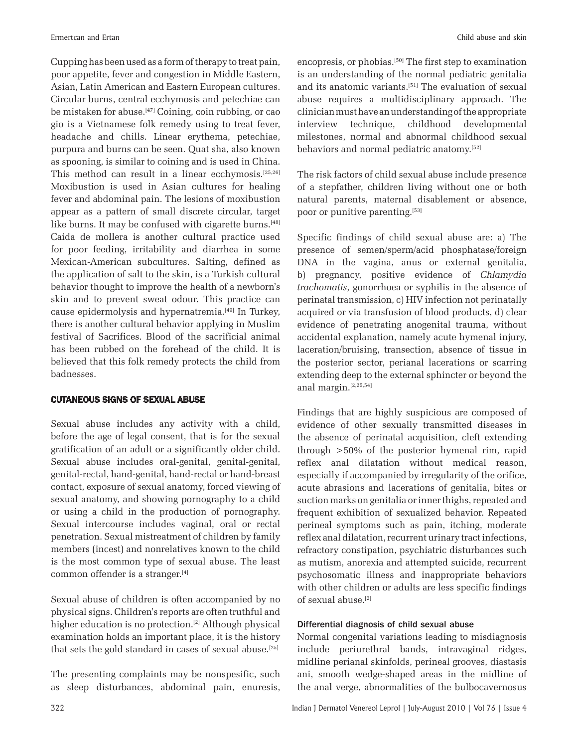Cupping has been used as a form of therapy to treat pain, poor appetite, fever and congestion in Middle Eastern, Asian, Latin American and Eastern European cultures. Circular burns, central ecchymosis and petechiae can be mistaken for abuse.[47] Coining, coin rubbing, or cao gio is a Vietnamese folk remedy using to treat fever, headache and chills. Linear erythema, petechiae, purpura and burns can be seen. Quat sha, also known as spooning, is similar to coining and is used in China. This method can result in a linear ecchymosis.[25,26] Moxibustion is used in Asian cultures for healing fever and abdominal pain. The lesions of moxibustion appear as a pattern of small discrete circular, target like burns. It may be confused with cigarette burns.[48] Caida de mollera is another cultural practice used for poor feeding, irritability and diarrhea in some Mexican-American subcultures. Salting, defined as the application of salt to the skin, is a Turkish cultural behavior thought to improve the health of a newborn's skin and to prevent sweat odour. This practice can cause epidermolysis and hypernatremia.[49] In Turkey, there is another cultural behavior applying in Muslim festival of Sacrifices. Blood of the sacrificial animal has been rubbed on the forehead of the child. It is believed that this folk remedy protects the child from badnesses.

## CUTANEOUS SIGNS OF SEXUAL ABUSE

Sexual abuse includes any activity with a child, before the age of legal consent, that is for the sexual gratification of an adult or a significantly older child. Sexual abuse includes oral-genital, genital-genital, genital-rectal, hand-genital, hand-rectal or hand-breast contact, exposure of sexual anatomy, forced viewing of sexual anatomy, and showing pornography to a child or using a child in the production of pornography. Sexual intercourse includes vaginal, oral or rectal penetration. Sexual mistreatment of children by family members (incest) and nonrelatives known to the child is the most common type of sexual abuse. The least common offender is a stranger.[4]

Sexual abuse of children is often accompanied by no physical signs. Children's reports are often truthful and higher education is no protection.[2] Although physical examination holds an important place, it is the history that sets the gold standard in cases of sexual abuse.[25]

The presenting complaints may be nonspesific, such as sleep disturbances, abdominal pain, enuresis, encopresis, or phobias.[50] The first step to examination is an understanding of the normal pediatric genitalia and its anatomic variants.[51] The evaluation of sexual abuse requires a multidisciplinary approach. The clinician must have an understanding of the appropriate interview technique, childhood developmental milestones, normal and abnormal childhood sexual behaviors and normal pediatric anatomy.[52]

The risk factors of child sexual abuse include presence of a stepfather, children living without one or both natural parents, maternal disablement or absence, poor or punitive parenting.[53]

Specific findings of child sexual abuse are: a) The presence of semen/sperm/acid phosphatase/foreign DNA in the vagina, anus or external genitalia, b) pregnancy, positive evidence of *Chlamydia trachomatis*, gonorrhoea or syphilis in the absence of perinatal transmission, c) HIV infection not perinatally acquired or via transfusion of blood products, d) clear evidence of penetrating anogenital trauma, without accidental explanation, namely acute hymenal injury, laceration/bruising, transection, absence of tissue in the posterior sector, perianal lacerations or scarring extending deep to the external sphincter or beyond the anal margin.[2,25,54]

Findings that are highly suspicious are composed of evidence of other sexually transmitted diseases in the absence of perinatal acquisition, cleft extending through >50% of the posterior hymenal rim, rapid reflex anal dilatation without medical reason, especially if accompanied by irregularity of the orifice, acute abrasions and lacerations of genitalia, bites or suction marks on genitalia or inner thighs, repeated and frequent exhibition of sexualized behavior. Repeated perineal symptoms such as pain, itching, moderate reflex anal dilatation, recurrent urinary tract infections, refractory constipation, psychiatric disturbances such as mutism, anorexia and attempted suicide, recurrent psychosomatic illness and inappropriate behaviors with other children or adults are less specific findings of sexual abuse.[2]

### Differential diagnosis of child sexual abuse

Normal congenital variations leading to misdiagnosis include periurethral bands, intravaginal ridges, midline perianal skinfolds, perineal grooves, diastasis ani, smooth wedge-shaped areas in the midline of the anal verge, abnormalities of the bulbocavernosus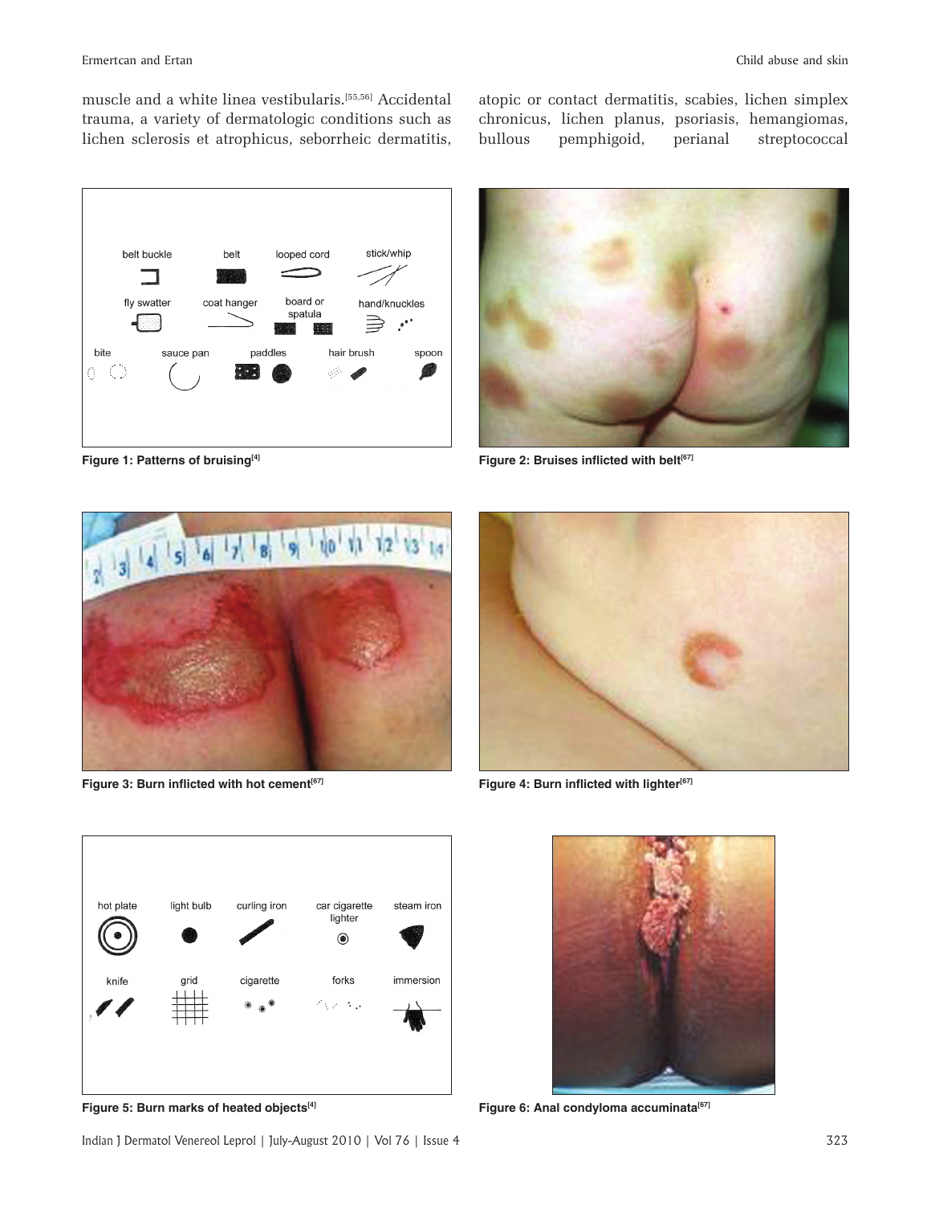muscle and a white linea vestibularis.[55,56] Accidental trauma, a variety of dermatologic conditions such as lichen sclerosis et atrophicus, seborrheic dermatitis, atopic or contact dermatitis, scabies, lichen simplex chronicus, lichen planus, psoriasis, hemangiomas, bullous pemphigoid, perianal streptococcal

**Figure 1: Patterns of bruising[4]**

**Figure 2: Bruises inflicted with belt[67]**

**Figure 3: Burn inflicted with hot cement[67]**

**Figure 4: Burn inflicted with lighter[67]**

**Figure 5: Burn marks of heated objects[4]**

**Figure 6: Anal condyloma accuminata[67]**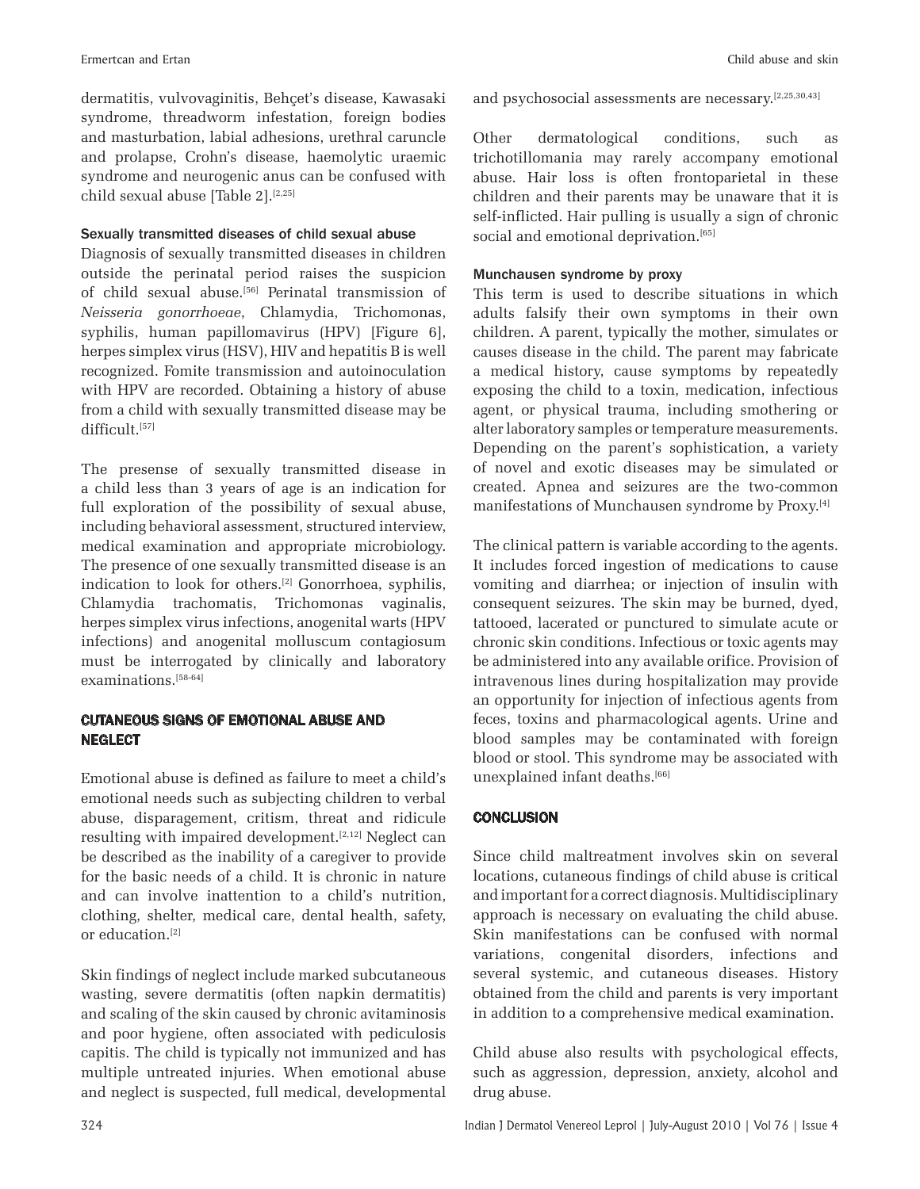dermatitis, vulvovaginitis, Behçet's disease, Kawasaki syndrome, threadworm infestation, foreign bodies and masturbation, labial adhesions, urethral caruncle and prolapse, Crohn's disease, haemolytic uraemic syndrome and neurogenic anus can be confused with child sexual abuse [Table 2].[2,25]

### Sexually transmitted diseases of child sexual abuse

Diagnosis of sexually transmitted diseases in children outside the perinatal period raises the suspicion of child sexual abuse.[56] Perinatal transmission of *Neisseria gonorrhoeae*, Chlamydia, Trichomonas, syphilis, human papillomavirus (HPV) [Figure 6], herpes simplex virus (HSV), HIV and hepatitis B is well recognized. Fomite transmission and autoinoculation with HPV are recorded. Obtaining a history of abuse from a child with sexually transmitted disease may be difficult.[57]

The presense of sexually transmitted disease in a child less than 3 years of age is an indication for full exploration of the possibility of sexual abuse, including behavioral assessment, structured interview, medical examination and appropriate microbiology. The presence of one sexually transmitted disease is an indication to look for others.[2] Gonorrhoea, syphilis, Chlamydia trachomatis, Trichomonas vaginalis, herpes simplex virus infections, anogenital warts (HPV infections) and anogenital molluscum contagiosum must be interrogated by clinically and laboratory examinations.[58-64]

## CUTANEOUS SIGNS OF EMOTIONAL ABUSE AND NEGLECT

Emotional abuse is defined as failure to meet a child's emotional needs such as subjecting children to verbal abuse, disparagement, critism, threat and ridicule resulting with impaired development.[2,12] Neglect can be described as the inability of a caregiver to provide for the basic needs of a child. It is chronic in nature and can involve inattention to a child's nutrition, clothing, shelter, medical care, dental health, safety, or education.[2]

Skin findings of neglect include marked subcutaneous wasting, severe dermatitis (often napkin dermatitis) and scaling of the skin caused by chronic avitaminosis and poor hygiene, often associated with pediculosis capitis. The child is typically not immunized and has multiple untreated injuries. When emotional abuse and neglect is suspected, full medical, developmental and psychosocial assessments are necessary.[2,25,30,43]

Other dermatological conditions, such as trichotillomania may rarely accompany emotional abuse. Hair loss is often frontoparietal in these children and their parents may be unaware that it is self-inflicted. Hair pulling is usually a sign of chronic social and emotional deprivation.[65]

### Munchausen syndrome by proxy

This term is used to describe situations in which adults falsify their own symptoms in their own children. A parent, typically the mother, simulates or causes disease in the child. The parent may fabricate a medical history, cause symptoms by repeatedly exposing the child to a toxin, medication, infectious agent, or physical trauma, including smothering or alter laboratory samples or temperature measurements. Depending on the parent's sophistication, a variety of novel and exotic diseases may be simulated or created. Apnea and seizures are the two-common manifestations of Munchausen syndrome by Proxy.[4]

The clinical pattern is variable according to the agents. It includes forced ingestion of medications to cause vomiting and diarrhea; or injection of insulin with consequent seizures. The skin may be burned, dyed, tattooed, lacerated or punctured to simulate acute or chronic skin conditions. Infectious or toxic agents may be administered into any available orifice. Provision of intravenous lines during hospitalization may provide an opportunity for injection of infectious agents from feces, toxins and pharmacological agents. Urine and blood samples may be contaminated with foreign blood or stool. This syndrome may be associated with unexplained infant deaths.[66]

## CONCLUSION

Since child maltreatment involves skin on several locations, cutaneous findings of child abuse is critical and important for a correct diagnosis. Multidisciplinary approach is necessary on evaluating the child abuse. Skin manifestations can be confused with normal variations, congenital disorders, infections and several systemic, and cutaneous diseases. History obtained from the child and parents is very important in addition to a comprehensive medical examination.

Child abuse also results with psychological effects, such as aggression, depression, anxiety, alcohol and drug abuse.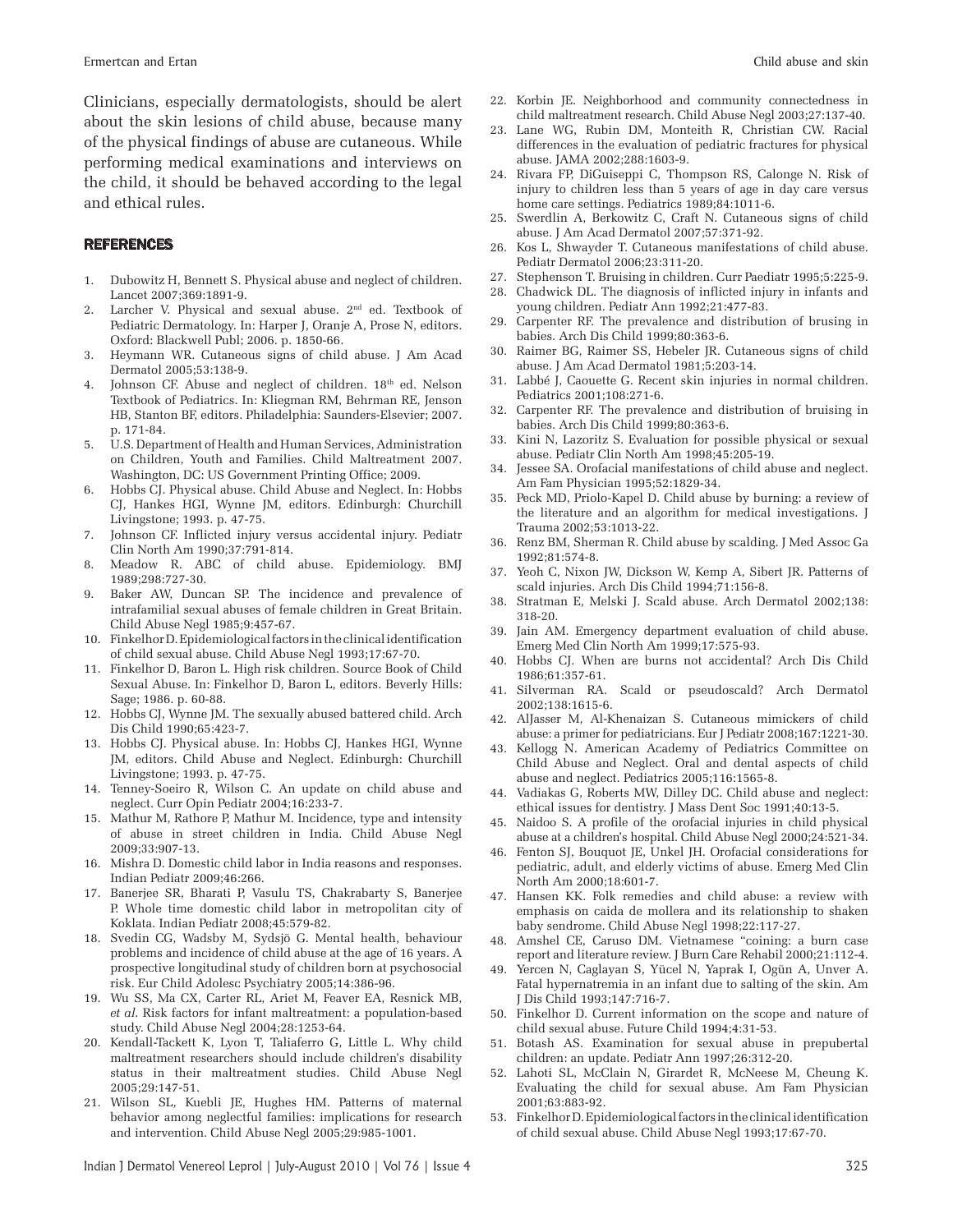Clinicians, especially dermatologists, should be alert about the skin lesions of child abuse, because many of the physical findings of abuse are cutaneous. While performing medical examinations and interviews on the child, it should be behaved according to the legal and ethical rules.

## REFERENCES

1. Dubowitz H, Bennett S. Physical abuse and neglect of children. Lancet 2007;369:1891-9.
2. Larcher V. Physical and sexual abuse. 2nd ed. Textbook of Pediatric Dermatology. In: Harper J, Oranje A, Prose N, editors. Oxford: Blackwell Publ; 2006. p. 1850-66.
3. Heymann WR. Cutaneous signs of child abuse. J Am Acad Dermatol 2005;53:138-9.
4. Johnson CF. Abuse and neglect of children. 18th ed. Nelson Textbook of Pediatrics. In: Kliegman RM, Behrman RE, Jenson HB, Stanton BF, editors. Philadelphia: Saunders-Elsevier; 2007. p. 171-84.
5. U.S. Department of Health and Human Services, Administration on Children, Youth and Families. Child Maltreatment 2007. Washington, DC: US Government Printing Office; 2009.
6. Hobbs CJ. Physical abuse. Child Abuse and Neglect. In: Hobbs CJ, Hankes HGI, Wynne JM, editors. Edinburgh: Churchill Livingstone; 1993. p. 47-75.
7. Johnson CF. Inflicted injury versus accidental injury. Pediatr Clin North Am 1990;37:791-814.
8. Meadow R. ABC of child abuse. Epidemiology. BMJ 1989;298:727-30.
9. Baker AW, Duncan SP. The incidence and prevalence of intrafamilial sexual abuses of female children in Great Britain. Child Abuse Negl 1985;9:457-67.
10. Finkelhor D. Epidemiological factors in the clinical identification of child sexual abuse. Child Abuse Negl 1993;17:67-70.
11. Finkelhor D, Baron L. High risk children. Source Book of Child Sexual Abuse. In: Finkelhor D, Baron L, editors. Beverly Hills: Sage; 1986. p. 60-88.
12. Hobbs CJ, Wynne JM. The sexually abused battered child. Arch Dis Child 1990;65:423-7.
13. Hobbs CJ. Physical abuse. In: Hobbs CJ, Hankes HGI, Wynne JM, editors. Child Abuse and Neglect. Edinburgh: Churchill Livingstone; 1993. p. 47-75.
14. Tenney-Soeiro R, Wilson C. An update on child abuse and neglect. Curr Opin Pediatr 2004;16:233-7.
15. Mathur M, Rathore P, Mathur M. Incidence, type and intensity of abuse in street children in India. Child Abuse Negl 2009;33:907-13.
16. Mishra D. Domestic child labor in India reasons and responses. Indian Pediatr 2009;46:266.
17. Banerjee SR, Bharati P, Vasulu TS, Chakrabarty S, Banerjee P. Whole time domestic child labor in metropolitan city of Koklata. Indian Pediatr 2008;45:579-82.
18. Svedin CG, Wadsby M, Sydsjö G. Mental health, behaviour problems and incidence of child abuse at the age of 16 years. A prospective longitudinal study of children born at psychosocial risk. Eur Child Adolesc Psychiatry 2005;14:386-96.
19. Wu SS, Ma CX, Carter RL, Ariet M, Feaver EA, Resnick MB, *et al*. Risk factors for infant maltreatment: a population-based study. Child Abuse Negl 2004;28:1253-64.
20. Kendall-Tackett K, Lyon T, Taliaferro G, Little L. Why child maltreatment researchers should include children's disability status in their maltreatment studies. Child Abuse Negl 2005;29:147-51.
21. Wilson SL, Kuebli JE, Hughes HM. Patterns of maternal behavior among neglectful families: implications for research and intervention. Child Abuse Negl 2005;29:985-1001.
22. Korbin JE. Neighborhood and community connectedness in child maltreatment research. Child Abuse Negl 2003;27:137-40.
23. Lane WG, Rubin DM, Monteith R, Christian CW. Racial differences in the evaluation of pediatric fractures for physical abuse. JAMA 2002;288:1603-9.
24. Rivara FP, DiGuiseppi C, Thompson RS, Calonge N. Risk of injury to children less than 5 years of age in day care versus home care settings. Pediatrics 1989;84:1011-6.
25. Swerdlin A, Berkowitz C, Craft N. Cutaneous signs of child abuse. J Am Acad Dermatol 2007;57:371-92.
26. Kos L, Shwayder T. Cutaneous manifestations of child abuse. Pediatr Dermatol 2006;23:311-20.
27. Stephenson T. Bruising in children. Curr Paediatr 1995;5:225-9.
28. Chadwick DL. The diagnosis of inflicted injury in infants and young children. Pediatr Ann 1992;21:477-83.
29. Carpenter RF. The prevalence and distribution of brusing in babies. Arch Dis Child 1999;80:363-6.
30. Raimer BG, Raimer SS, Hebeler JR. Cutaneous signs of child abuse. J Am Acad Dermatol 1981;5:203-14.
31. Labbé J, Caouette G. Recent skin injuries in normal children. Pediatrics 2001;108:271-6.
32. Carpenter RF. The prevalence and distribution of bruising in babies. Arch Dis Child 1999;80:363-6.
33. Kini N, Lazoritz S. Evaluation for possible physical or sexual abuse. Pediatr Clin North Am 1998;45:205-19.
34. Jessee SA. Orofacial manifestations of child abuse and neglect. Am Fam Physician 1995;52:1829-34.
35. Peck MD, Priolo-Kapel D. Child abuse by burning: a review of the literature and an algorithm for medical investigations. J Trauma 2002;53:1013-22.
36. Renz BM, Sherman R. Child abuse by scalding. J Med Assoc Ga 1992;81:574-8.
37. Yeoh C, Nixon JW, Dickson W, Kemp A, Sibert JR. Patterns of scald injuries. Arch Dis Child 1994;71:156-8.
38. Stratman E, Melski J. Scald abuse. Arch Dermatol 2002;138:318-20.
39. Jain AM. Emergency department evaluation of child abuse. Emerg Med Clin North Am 1999;17:575-93.
40. Hobbs CJ. When are burns not accidental? Arch Dis Child 1986;61:357-61.
41. Silverman RA. Scald or pseudoscald? Arch Dermatol 2002;138:1615-6.
42. AlJasser M, Al-Khenaizan S. Cutaneous mimickers of child abuse: a primer for pediatricians. Eur J Pediatr 2008;167:1221-30.
43. Kellogg N. American Academy of Pediatrics Committee on Child Abuse and Neglect. Oral and dental aspects of child abuse and neglect. Pediatrics 2005;116:1565-8.
44. Vadiakas G, Roberts MW, Dilley DC. Child abuse and neglect: ethical issues for dentistry. J Mass Dent Soc 1991;40:13-5.
45. Naidoo S. A profile of the orofacial injuries in child physical abuse at a children's hospital. Child Abuse Negl 2000;24:521-34.
46. Fenton SJ, Bouquot JE, Unkel JH. Orofacial considerations for pediatric, adult, and elderly victims of abuse. Emerg Med Clin North Am 2000;18:601-7.
47. Hansen KK. Folk remedies and child abuse: a review with emphasis on caida de mollera and its relationship to shaken baby sendrome. Child Abuse Negl 1998;22:117-27.
48. Amshel CE, Caruso DM. Vietnamese "coining: a burn case report and literature review. J Burn Care Rehabil 2000;21:112-4.
49. Yercen N, Caglayan S, Yücel N, Yaprak I, Ogün A, Unver A. Fatal hypernatremia in an infant due to salting of the skin. Am J Dis Child 1993;147:716-7.
50. Finkelhor D. Current information on the scope and nature of child sexual abuse. Future Child 1994;4:31-53.
51. Botash AS. Examination for sexual abuse in prepubertal children: an update. Pediatr Ann 1997;26:312-20.
52. Lahoti SL, McClain N, Girardet R, McNeese M, Cheung K. Evaluating the child for sexual abuse. Am Fam Physician 2001;63:883-92.
53. Finkelhor D. Epidemiological factors in the clinical identification of child sexual abuse. Child Abuse Negl 1993;17:67-70.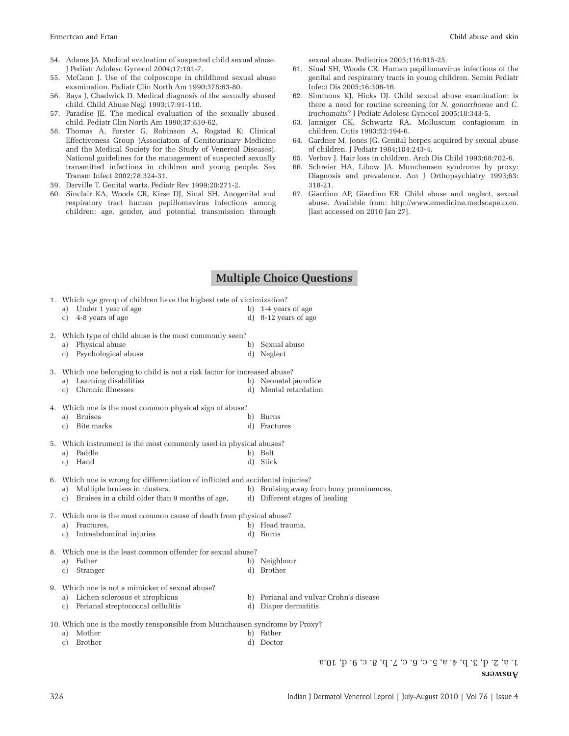54. Adams JA. Medical evaluation of suspected child sexual abuse. J Pediatr Adolesc Gynecol 2004;17:191-7.
55. McCann J. Use of the colposcope in childhood sexual abuse examination. Pediatr Clin North Am 1990;378:63-80.
56. Bays J, Chadwick D. Medical diagnosis of the sexually abused child. Child Abuse Negl 1993;17:91-110.
57. Paradise JE. The medical evaluation of the sexually abused child. Pediatr Clin North Am 1990;37:839-62.
58. Thomas A, Forster G, Robinson A, Rogstad K; Clinical Effectiveness Group (Association of Genitourinary Medicine and the Medical Society for the Study of Venereal Diseases). National guidelines for the management of suspected sexually transmitted infections in children and young people. Sex Transm Infect 2002;78:324-31.
59. Darville T. Genital warts. Pediatr Rev 1999;20:271-2.
60. Sinclair KA, Woods CR, Kirse DJ, Sinal SH. Anogenital and respiratory tract human papillomavirus infections among children: age, gender, and potential transmission through sexual abuse. Pediatrics 2005;116:815-25.
61. Sinal SH, Woods CR. Human papillomavirus infections of the genital and respiratory tracts in young children. Semin Pediatr Infect Dis 2005;16:306-16.
62. Simmons KJ, Hicks DJ. Child sexual abuse examination: is there a need for routine screening for *N. gonorrhoeae* and *C. trachomatis*? J Pediatr Adolesc Gynecol 2005;18:343-5.
63. Janniger CK, Schwartz RA. Molluscum contagiosum in children. Cutis 1993;52:194-6.
64. Gardner M, Jones JG. Genital herpes acquired by sexual abuse of children. J Pediatr 1984;104:243-4.
65. Verbov J. Hair loss in children. Arch Dis Child 1993;68:702-6.
66. Schreier HA, Libow JA. Munchausen syndrome by proxy: Diagnosis and prevalence. Am J Orthopsychiatry 1993;63: 318-21.
67. Giardino AP, Giardino ER. Child abuse and neglect, sexual abuse. Available from: http://www.emedicine.medscape.com. [last accessed on 2010 Jan 27].

## Multiple Choice Questions

1. Which age group of children have the highest rate of victimization?
   a) Under 1 year of age
   b) 1-4 years of age
   c) 4-8 years of age
   d) 8-12 years of age

2. Which type of child abuse is the most commonly seen?
   a) Physical abuse
   b) Sexual abuse
   c) Psychological abuse
   d) Neglect

3. Which one belonging to child is not a risk factor for increased abuse?
   a) Learning disabilities
   b) Neonatal jaundice
   c) Chronic illnesses
   d) Mental retardation

4. Which one is the most common physical sign of abuse?
   a) Bruises
   b) Burns
   c) Bite marks
   d) Fractures

5. Which instrument is the most commonly used in physical abuses?
   a) Paddle
   b) Belt
   c) Hand
   d) Stick

6. Which one is wrong for differentiation of inflicted and accidental injuries?
   a) Multiple bruises in clusters,
   b) Bruising away from bony prominences,
   c) Bruises in a child older than 9 months of age,
   d) Different stages of healing

7. Which one is the most common cause of death from physical abuse?
   a) Fractures,
   b) Head trauma,
   c) Intraabdominal injuries
   d) Burns

8. Which one is the least common offender for sexual abuse?
   a) Father
   b) Neighbour
   c) Stranger
   d) Brother

9. Which one is not a mimicker of sexual abuse?
   a) Lichen sclerosus et atrophicus
   b) Perianal and vulvar Crohn's disease
   c) Perianal streptococcal cellulitis
   d) Diaper dermatitis

10. Which one is the mostly rensponsible from Munchausen syndrome by Proxy?
    a) Mother
    b) Father
    c) Brother
    d) Doctor

**Answers**

1. a, 2. d, 3. b, 4. a, 5. c, 6. c, 7. b, 8. c, 9. d, 10.a